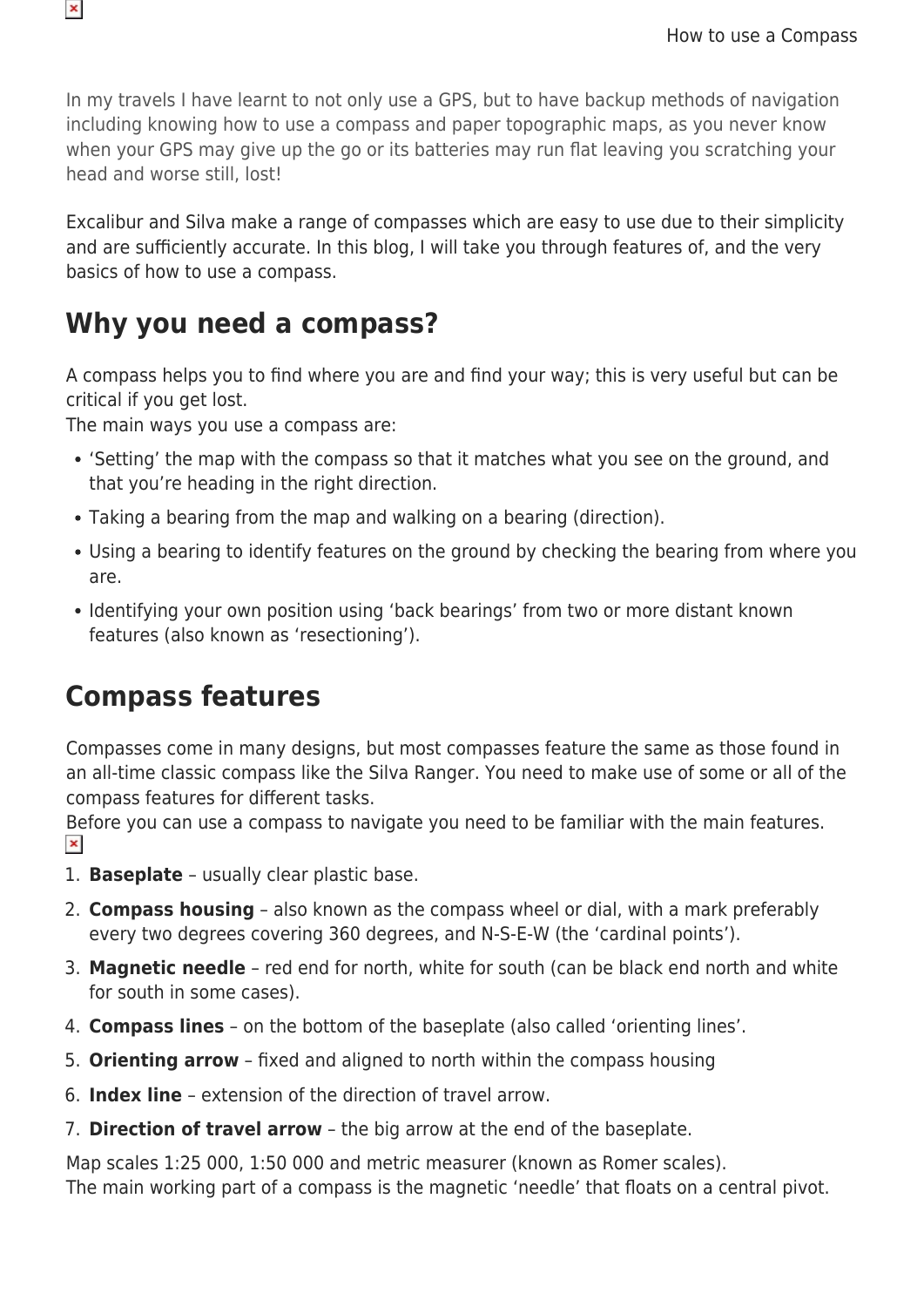In my travels I have learnt to not only use a GPS, but to have backup methods of navigation including knowing how to use a compass and paper topographic maps, as you never know when your GPS may give up the go or its batteries may run flat leaving you scratching your head and worse still, lost!

Excalibur and Silva make a range of compasses which are easy to use due to their simplicity and are sufficiently accurate. In this blog, I will take you through features of, and the very basics of how to use a compass.

## Why you need a compass?

A compass helps you to find where you are and find your way; this is very useful but can be critical if you get lost.
The main ways you use a compass are:

- 'Setting' the map with the compass so that it matches what you see on the ground, and that you're heading in the right direction.
- Taking a bearing from the map and walking on a bearing (direction).
- Using a bearing to identify features on the ground by checking the bearing from where you are.
- Identifying your own position using 'back bearings' from two or more distant known features (also known as 'resectioning').

## Compass features

Compasses come in many designs, but most compasses feature the same as those found in an all-time classic compass like the Silva Ranger. You need to make use of some or all of the compass features for different tasks.
Before you can use a compass to navigate you need to be familiar with the main features.

1. **Baseplate** – usually clear plastic base.
2. **Compass housing** – also known as the compass wheel or dial, with a mark preferably every two degrees covering 360 degrees, and N-S-E-W (the 'cardinal points').
3. **Magnetic needle** – red end for north, white for south (can be black end north and white for south in some cases).
4. **Compass lines** – on the bottom of the baseplate (also called 'orienting lines'.
5. **Orienting arrow** – fixed and aligned to north within the compass housing
6. **Index line** – extension of the direction of travel arrow.
7. **Direction of travel arrow** – the big arrow at the end of the baseplate.

Map scales 1:25 000, 1:50 000 and metric measurer (known as Romer scales).
The main working part of a compass is the magnetic 'needle' that floats on a central pivot.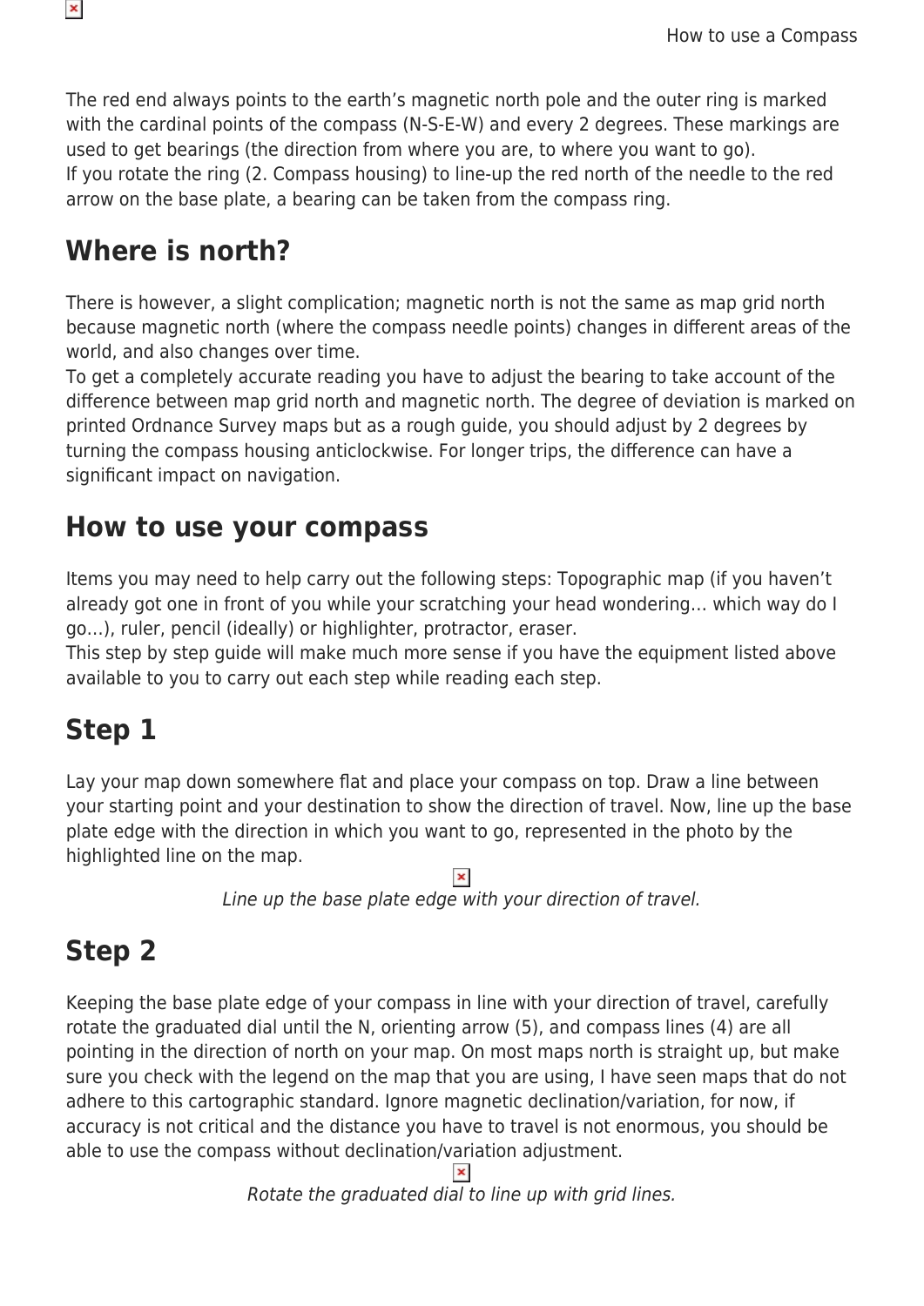The red end always points to the earth's magnetic north pole and the outer ring is marked with the cardinal points of the compass (N-S-E-W) and every 2 degrees. These markings are used to get bearings (the direction from where you are, to where you want to go).
If you rotate the ring (2. Compass housing) to line-up the red north of the needle to the red arrow on the base plate, a bearing can be taken from the compass ring.

## Where is north?

There is however, a slight complication; magnetic north is not the same as map grid north because magnetic north (where the compass needle points) changes in different areas of the world, and also changes over time.
To get a completely accurate reading you have to adjust the bearing to take account of the difference between map grid north and magnetic north. The degree of deviation is marked on printed Ordnance Survey maps but as a rough guide, you should adjust by 2 degrees by turning the compass housing anticlockwise. For longer trips, the difference can have a significant impact on navigation.

## How to use your compass

Items you may need to help carry out the following steps: Topographic map (if you haven't already got one in front of you while your scratching your head wondering… which way do I go…), ruler, pencil (ideally) or highlighter, protractor, eraser.
This step by step guide will make much more sense if you have the equipment listed above available to you to carry out each step while reading each step.

## Step 1

Lay your map down somewhere flat and place your compass on top. Draw a line between your starting point and your destination to show the direction of travel. Now, line up the base plate edge with the direction in which you want to go, represented in the photo by the highlighted line on the map.

*Line up the base plate edge with your direction of travel.*

## Step 2

Keeping the base plate edge of your compass in line with your direction of travel, carefully rotate the graduated dial until the N, orienting arrow (5), and compass lines (4) are all pointing in the direction of north on your map. On most maps north is straight up, but make sure you check with the legend on the map that you are using, I have seen maps that do not adhere to this cartographic standard. Ignore magnetic declination/variation, for now, if accuracy is not critical and the distance you have to travel is not enormous, you should be able to use the compass without declination/variation adjustment.

*Rotate the graduated dial to line up with grid lines.*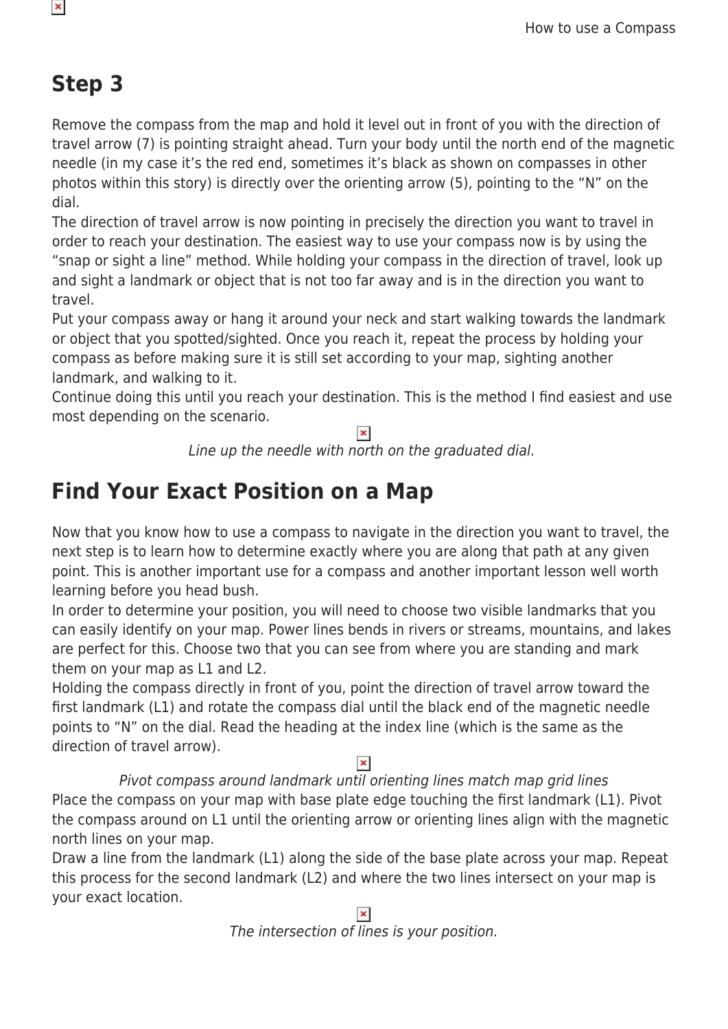## Step 3

Remove the compass from the map and hold it level out in front of you with the direction of travel arrow (7) is pointing straight ahead. Turn your body until the north end of the magnetic needle (in my case it's the red end, sometimes it's black as shown on compasses in other photos within this story) is directly over the orienting arrow (5), pointing to the "N" on the dial.

The direction of travel arrow is now pointing in precisely the direction you want to travel in order to reach your destination. The easiest way to use your compass now is by using the "snap or sight a line" method. While holding your compass in the direction of travel, look up and sight a landmark or object that is not too far away and is in the direction you want to travel.

Put your compass away or hang it around your neck and start walking towards the landmark or object that you spotted/sighted. Once you reach it, repeat the process by holding your compass as before making sure it is still set according to your map, sighting another landmark, and walking to it.

Continue doing this until you reach your destination. This is the method I find easiest and use most depending on the scenario.

*Line up the needle with north on the graduated dial.*

## Find Your Exact Position on a Map

Now that you know how to use a compass to navigate in the direction you want to travel, the next step is to learn how to determine exactly where you are along that path at any given point. This is another important use for a compass and another important lesson well worth learning before you head bush.

In order to determine your position, you will need to choose two visible landmarks that you can easily identify on your map. Power lines bends in rivers or streams, mountains, and lakes are perfect for this. Choose two that you can see from where you are standing and mark them on your map as L1 and L2.

Holding the compass directly in front of you, point the direction of travel arrow toward the first landmark (L1) and rotate the compass dial until the black end of the magnetic needle points to "N" on the dial. Read the heading at the index line (which is the same as the direction of travel arrow).

*Pivot compass around landmark until orienting lines match map grid lines*

Place the compass on your map with base plate edge touching the first landmark (L1). Pivot the compass around on L1 until the orienting arrow or orienting lines align with the magnetic north lines on your map.

Draw a line from the landmark (L1) along the side of the base plate across your map. Repeat this process for the second landmark (L2) and where the two lines intersect on your map is your exact location.

*The intersection of lines is your position.*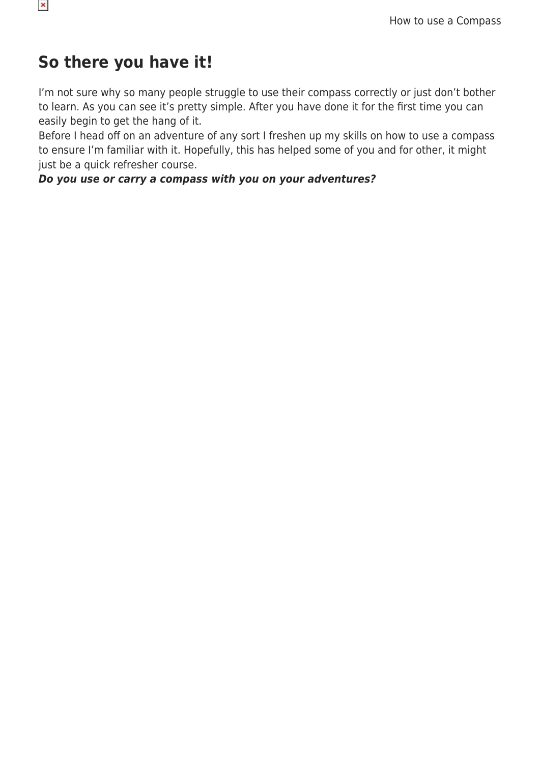## So there you have it!

I'm not sure why so many people struggle to use their compass correctly or just don't bother to learn. As you can see it's pretty simple. After you have done it for the first time you can easily begin to get the hang of it.

Before I head off on an adventure of any sort I freshen up my skills on how to use a compass to ensure I'm familiar with it. Hopefully, this has helped some of you and for other, it might just be a quick refresher course.

***Do you use or carry a compass with you on your adventures?***